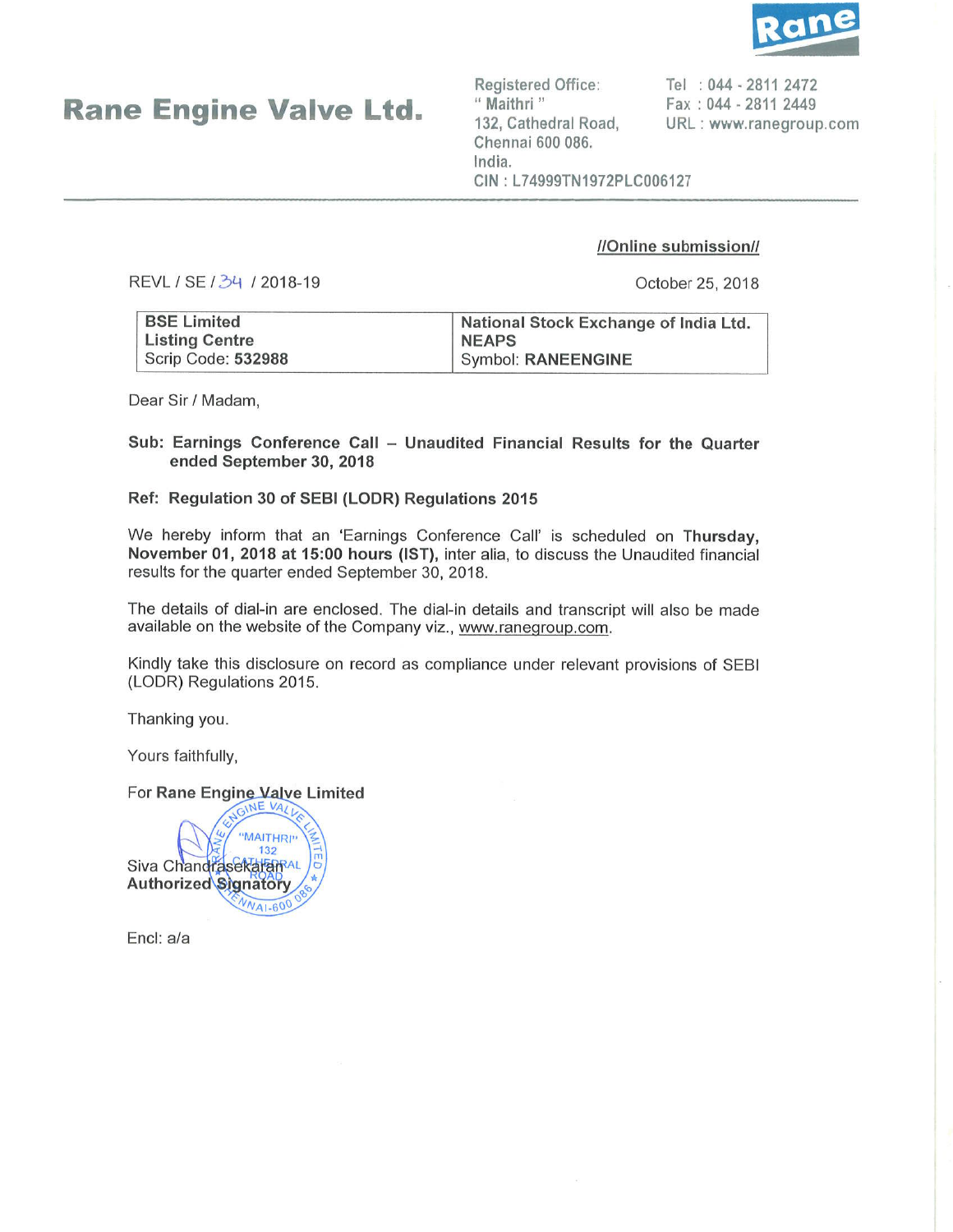Rane

# Rane Engine Valve Ltd.

Registered Office:
" Maithri "
132, Cathedral Road,
Chennai 600 086.
India.
CIN : L74999TN1972PLC006127

Tel : 044 - 2811 2472
Fax : 044 - 2811 2449
URL : www.ranegroup.com

**//Online submission//**

REVL / SE / 34 / 2018-19

October 25, 2018

| **BSE Limited**<br>**Listing Centre**<br>Scrip Code: **532988** | **National Stock Exchange of India Ltd.**<br>**NEAPS**<br>Symbol: **RANEENGINE** |
|---|---|

Dear Sir / Madam,

**Sub: Earnings Conference Call – Unaudited Financial Results for the Quarter ended September 30, 2018**

**Ref: Regulation 30 of SEBI (LODR) Regulations 2015**

We hereby inform that an 'Earnings Conference Call' is scheduled on **Thursday, November 01, 2018 at 15:00 hours (IST),** inter alia, to discuss the Unaudited financial results for the quarter ended September 30, 2018.

The details of dial-in are enclosed. The dial-in details and transcript will also be made available on the website of the Company viz., www.ranegroup.com.

Kindly take this disclosure on record as compliance under relevant provisions of SEBI (LODR) Regulations 2015.

Thanking you.

Yours faithfully,

For **Rane Engine Valve Limited**

Siva Chandrasekaran
**Authorized Signatory**

Encl: a/a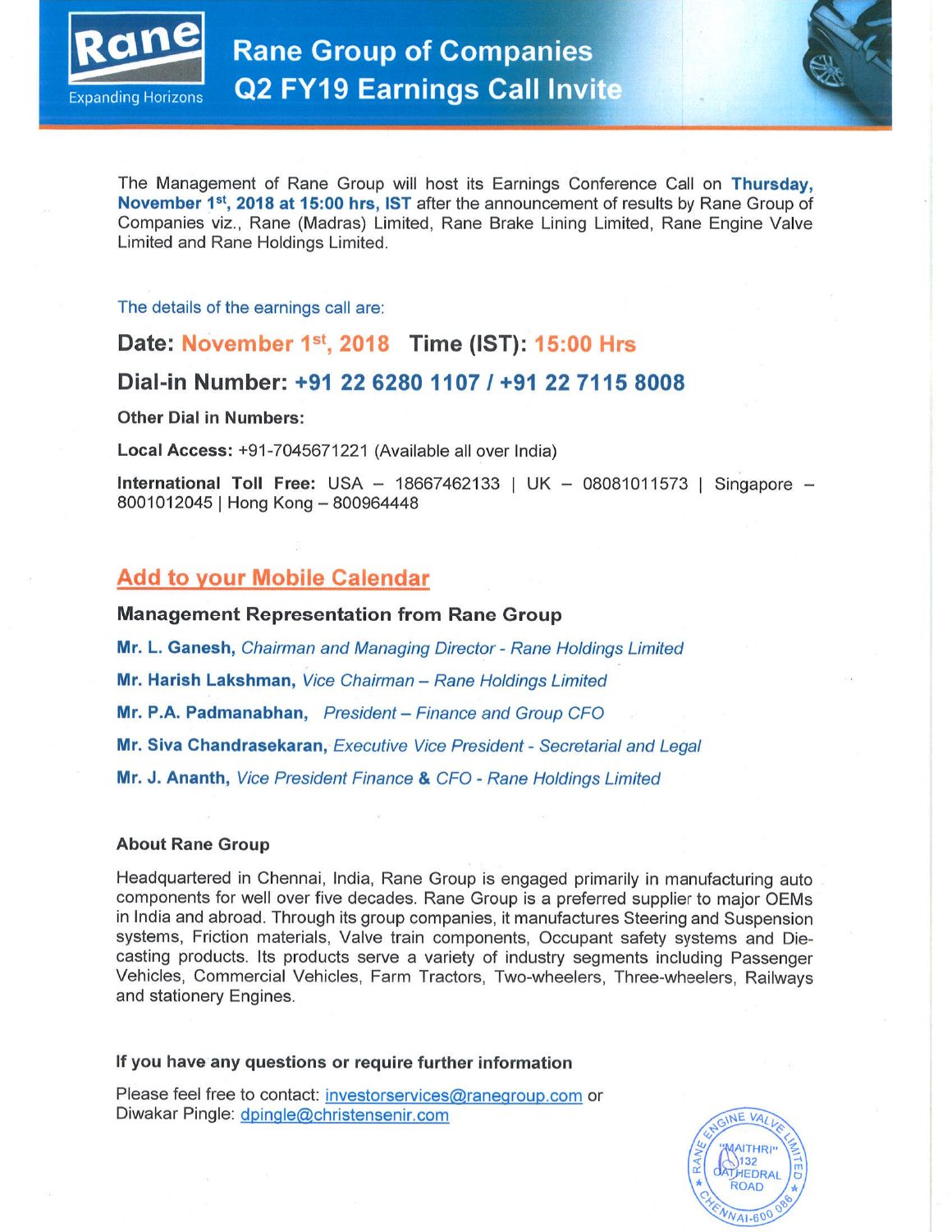# Rane Group of Companies

## Q2 FY19 Earnings Call Invite

Rane

Expanding Horizons

The Management of Rane Group will host its Earnings Conference Call on **Thursday, November 1st, 2018 at 15:00 hrs, IST** after the announcement of results by Rane Group of Companies viz., Rane (Madras) Limited, Rane Brake Lining Limited, Rane Engine Valve Limited and Rane Holdings Limited.

The details of the earnings call are:

### Date: November 1st, 2018 Time (IST): 15:00 Hrs

### Dial-in Number: +91 22 6280 1107 / +91 22 7115 8008

**Other Dial in Numbers:**

**Local Access:** +91-7045671221 (Available all over India)

**International Toll Free:** USA – 18667462133 | UK – 08081011573 | Singapore – 8001012045 | Hong Kong – 800964448

## Add to your Mobile Calendar

### Management Representation from Rane Group

**Mr. L. Ganesh,** *Chairman and Managing Director - Rane Holdings Limited*

**Mr. Harish Lakshman,** *Vice Chairman – Rane Holdings Limited*

**Mr. P.A. Padmanabhan,** *President – Finance and Group CFO*

**Mr. Siva Chandrasekaran,** *Executive Vice President - Secretarial and Legal*

**Mr. J. Ananth,** *Vice President Finance & CFO - Rane Holdings Limited*

### About Rane Group

Headquartered in Chennai, India, Rane Group is engaged primarily in manufacturing auto components for well over five decades. Rane Group is a preferred supplier to major OEMs in India and abroad. Through its group companies, it manufactures Steering and Suspension systems, Friction materials, Valve train components, Occupant safety systems and Die-casting products. Its products serve a variety of industry segments including Passenger Vehicles, Commercial Vehicles, Farm Tractors, Two-wheelers, Three-wheelers, Railways and stationery Engines.

### If you have any questions or require further information

Please feel free to contact: investorservices@ranegroup.com or
Diwakar Pingle: dpingle@christensenir.com

RANE ENGINE VALVE LIMITED "MAITHRI" 132 CATHEDRAL ROAD CHENNAI-600 086